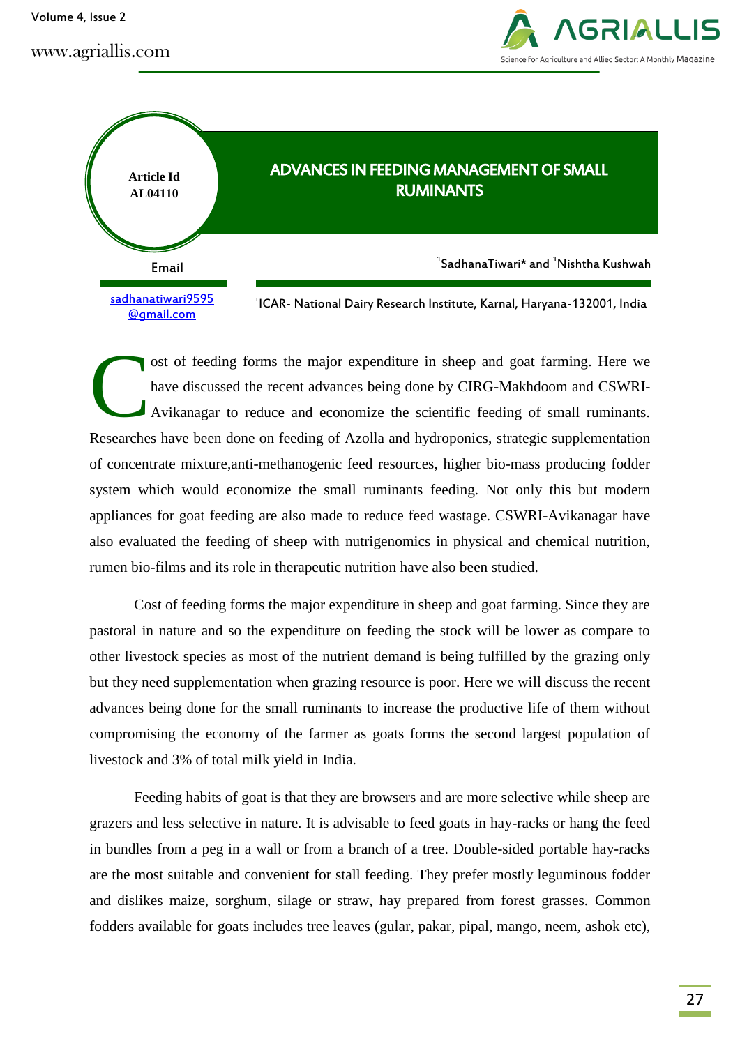Article Id AL04110

# ADVANCES IN FEEDING MANAGEMENT OF SMALL RUMINANTS

[1]SadhanaTiwari* and [1]Nishtha Kushwah

[1]ICAR- National Dairy Research Institute, Karnal, Haryana-132001, India

Email

sadhanatiwari9595@gmail.com

Cost of feeding forms the major expenditure in sheep and goat farming. Here we have discussed the recent advances being done by CIRG-Makhdoom and CSWRI-Avikanagar to reduce and economize the scientific feeding of small ruminants. Researches have been done on feeding of Azolla and hydroponics, strategic supplementation of concentrate mixture,anti-methanogenic feed resources, higher bio-mass producing fodder system which would economize the small ruminants feeding. Not only this but modern appliances for goat feeding are also made to reduce feed wastage. CSWRI-Avikanagar have also evaluated the feeding of sheep with nutrigenomics in physical and chemical nutrition, rumen bio-films and its role in therapeutic nutrition have also been studied.

Cost of feeding forms the major expenditure in sheep and goat farming. Since they are pastoral in nature and so the expenditure on feeding the stock will be lower as compare to other livestock species as most of the nutrient demand is being fulfilled by the grazing only but they need supplementation when grazing resource is poor. Here we will discuss the recent advances being done for the small ruminants to increase the productive life of them without compromising the economy of the farmer as goats forms the second largest population of livestock and 3% of total milk yield in India.

Feeding habits of goat is that they are browsers and are more selective while sheep are grazers and less selective in nature. It is advisable to feed goats in hay-racks or hang the feed in bundles from a peg in a wall or from a branch of a tree. Double-sided portable hay-racks are the most suitable and convenient for stall feeding. They prefer mostly leguminous fodder and dislikes maize, sorghum, silage or straw, hay prepared from forest grasses. Common fodders available for goats includes tree leaves (gular, pakar, pipal, mango, neem, ashok etc),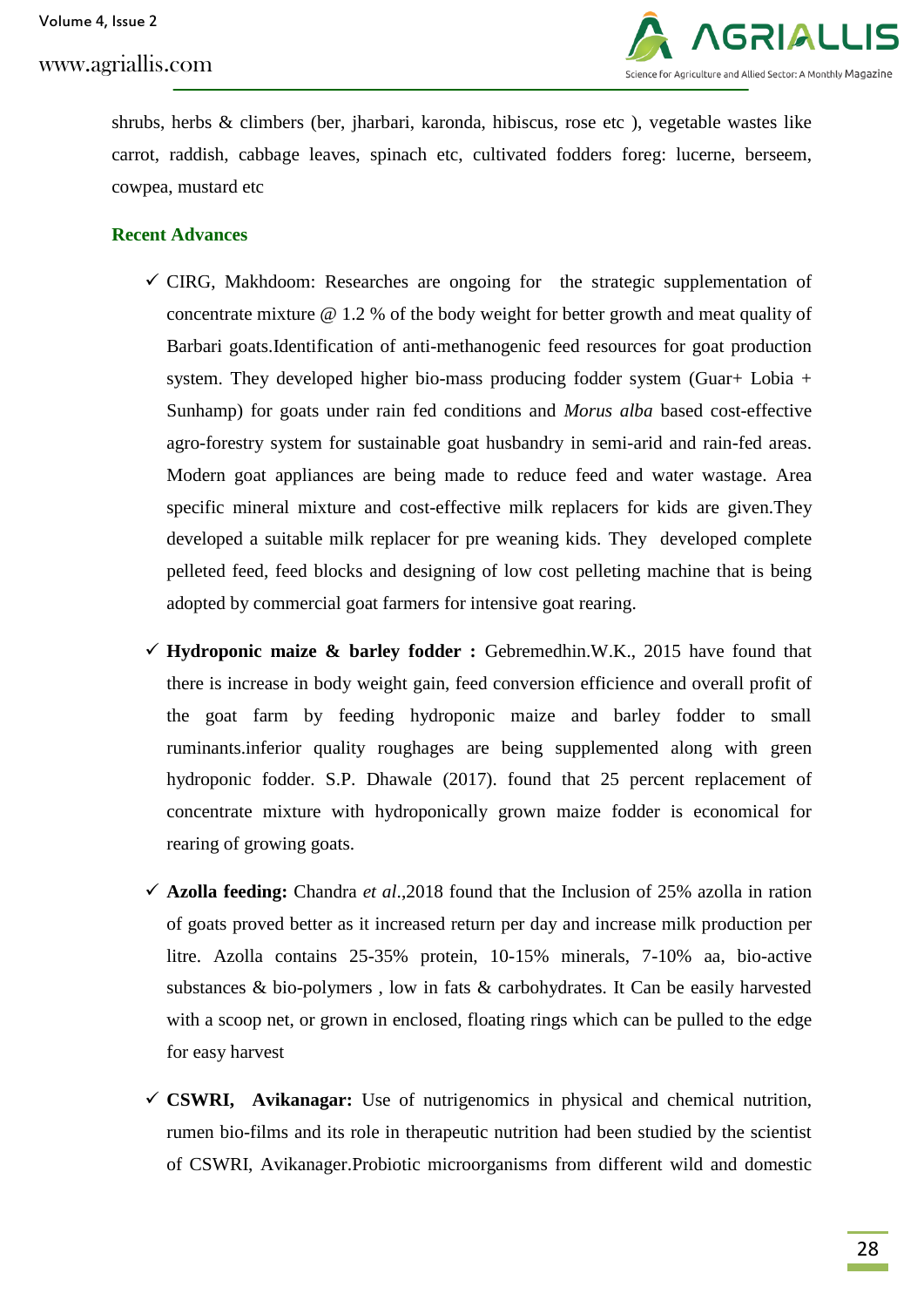shrubs, herbs & climbers (ber, jharbari, karonda, hibiscus, rose etc ), vegetable wastes like carrot, raddish, cabbage leaves, spinach etc, cultivated fodders foreg: lucerne, berseem, cowpea, mustard etc

### Recent Advances

- ✓ CIRG, Makhdoom: Researches are ongoing for the strategic supplementation of concentrate mixture @ 1.2 % of the body weight for better growth and meat quality of Barbari goats.Identification of anti-methanogenic feed resources for goat production system. They developed higher bio-mass producing fodder system (Guar+ Lobia + Sunhamp) for goats under rain fed conditions and *Morus alba* based cost-effective agro-forestry system for sustainable goat husbandry in semi-arid and rain-fed areas. Modern goat appliances are being made to reduce feed and water wastage. Area specific mineral mixture and cost-effective milk replacers for kids are given.They developed a suitable milk replacer for pre weaning kids. They developed complete pelleted feed, feed blocks and designing of low cost pelleting machine that is being adopted by commercial goat farmers for intensive goat rearing.

- ✓ **Hydroponic maize & barley fodder :** Gebremedhin.W.K., 2015 have found that there is increase in body weight gain, feed conversion efficience and overall profit of the goat farm by feeding hydroponic maize and barley fodder to small ruminants.inferior quality roughages are being supplemented along with green hydroponic fodder. S.P. Dhawale (2017). found that 25 percent replacement of concentrate mixture with hydroponically grown maize fodder is economical for rearing of growing goats.

- ✓ **Azolla feeding:** Chandra *et al*.,2018 found that the Inclusion of 25% azolla in ration of goats proved better as it increased return per day and increase milk production per litre. Azolla contains 25-35% protein, 10-15% minerals, 7-10% aa, bio-active substances & bio-polymers , low in fats & carbohydrates. It Can be easily harvested with a scoop net, or grown in enclosed, floating rings which can be pulled to the edge for easy harvest

- ✓ **CSWRI, Avikanagar:** Use of nutrigenomics in physical and chemical nutrition, rumen bio-films and its role in therapeutic nutrition had been studied by the scientist of CSWRI, Avikanager.Probiotic microorganisms from different wild and domestic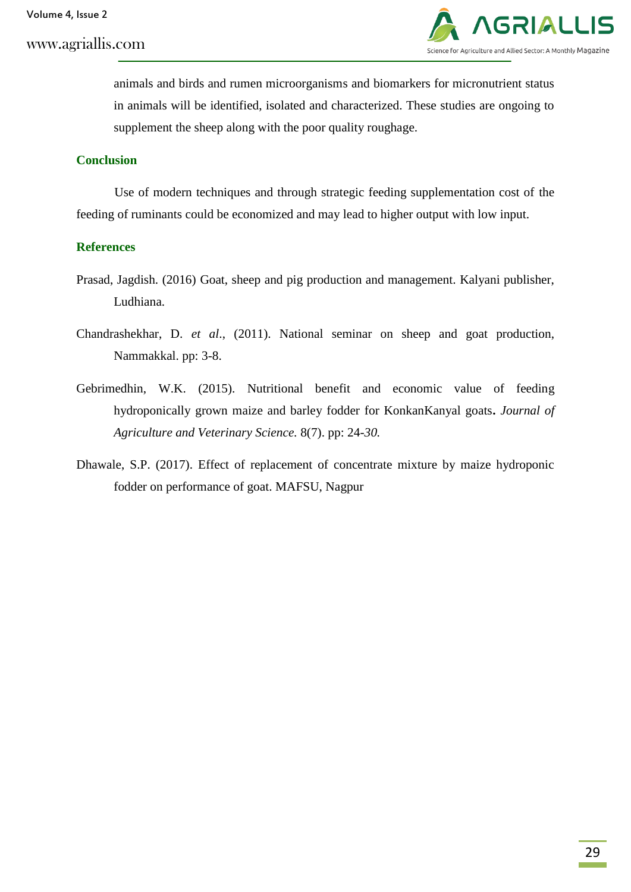animals and birds and rumen microorganisms and biomarkers for micronutrient status in animals will be identified, isolated and characterized. These studies are ongoing to supplement the sheep along with the poor quality roughage.

## Conclusion

Use of modern techniques and through strategic feeding supplementation cost of the feeding of ruminants could be economized and may lead to higher output with low input.

## References

Prasad, Jagdish. (2016) Goat, sheep and pig production and management. Kalyani publisher, Ludhiana.

Chandrashekhar, D. *et al*., (2011). National seminar on sheep and goat production, Nammakkal. pp: 3-8.

Gebrimedhin, W.K. (2015). Nutritional benefit and economic value of feeding hydroponically grown maize and barley fodder for KonkanKanyal goats**.** *Journal of Agriculture and Veterinary Science.* 8(7). pp: 24-*30.*

Dhawale, S.P. (2017). Effect of replacement of concentrate mixture by maize hydroponic fodder on performance of goat. MAFSU, Nagpur